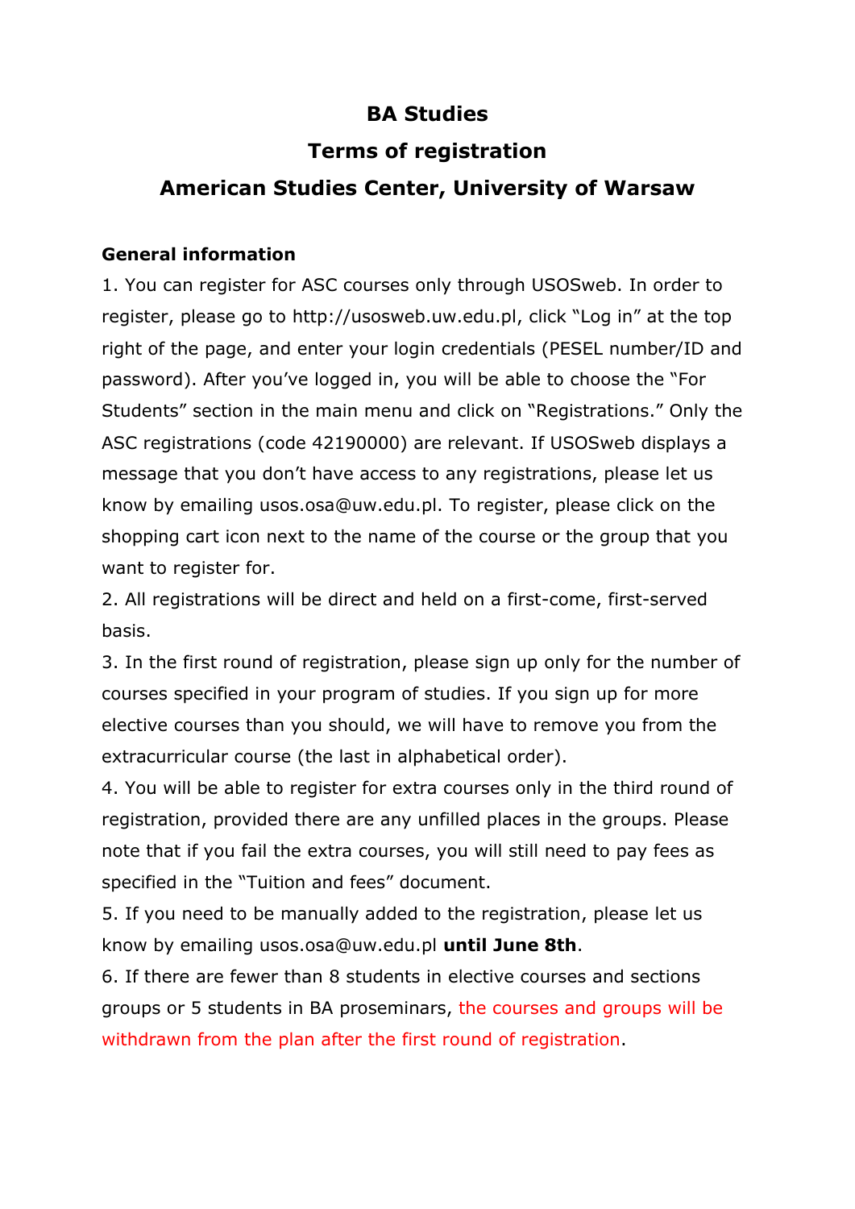# BA Studies

## Terms of registration

## American Studies Center, University of Warsaw

**General information**

1. You can register for ASC courses only through USOSweb. In order to register, please go to http://usosweb.uw.edu.pl, click "Log in" at the top right of the page, and enter your login credentials (PESEL number/ID and password). After you've logged in, you will be able to choose the "For Students" section in the main menu and click on "Registrations." Only the ASC registrations (code 42190000) are relevant. If USOSweb displays a message that you don't have access to any registrations, please let us know by emailing usos.osa@uw.edu.pl. To register, please click on the shopping cart icon next to the name of the course or the group that you want to register for.
2. All registrations will be direct and held on a first-come, first-served basis.
3. In the first round of registration, please sign up only for the number of courses specified in your program of studies. If you sign up for more elective courses than you should, we will have to remove you from the extracurricular course (the last in alphabetical order).
4. You will be able to register for extra courses only in the third round of registration, provided there are any unfilled places in the groups. Please note that if you fail the extra courses, you will still need to pay fees as specified in the "Tuition and fees" document.
5. If you need to be manually added to the registration, please let us know by emailing usos.osa@uw.edu.pl **until June 8th**.
6. If there are fewer than 8 students in elective courses and sections groups or 5 students in BA proseminars, the courses and groups will be withdrawn from the plan after the first round of registration.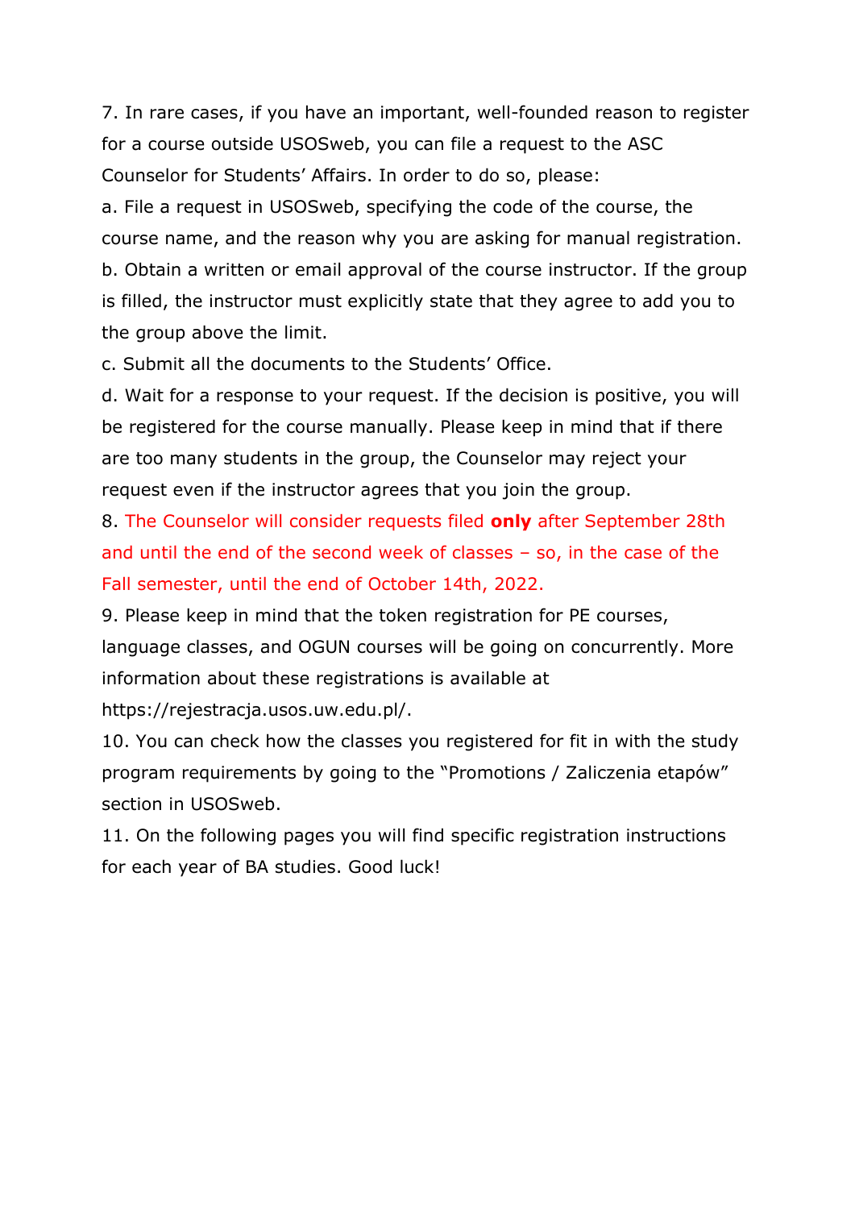7. In rare cases, if you have an important, well-founded reason to register for a course outside USOSweb, you can file a request to the ASC Counselor for Students' Affairs. In order to do so, please:

a. File a request in USOSweb, specifying the code of the course, the course name, and the reason why you are asking for manual registration.

b. Obtain a written or email approval of the course instructor. If the group is filled, the instructor must explicitly state that they agree to add you to the group above the limit.

c. Submit all the documents to the Students' Office.

d. Wait for a response to your request. If the decision is positive, you will be registered for the course manually. Please keep in mind that if there are too many students in the group, the Counselor may reject your request even if the instructor agrees that you join the group.

8. The Counselor will consider requests filed **only** after September 28th and until the end of the second week of classes – so, in the case of the Fall semester, until the end of October 14th, 2022.

9. Please keep in mind that the token registration for PE courses, language classes, and OGUN courses will be going on concurrently. More information about these registrations is available at https://rejestracja.usos.uw.edu.pl/.

10. You can check how the classes you registered for fit in with the study program requirements by going to the "Promotions / Zaliczenia etapów" section in USOSweb.

11. On the following pages you will find specific registration instructions for each year of BA studies. Good luck!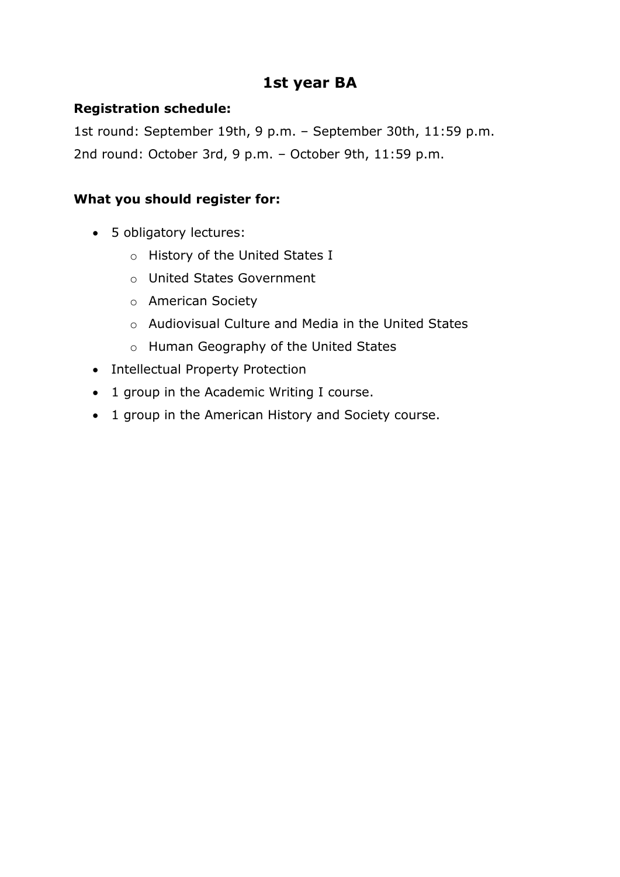# 1st year BA

**Registration schedule:**

1st round: September 19th, 9 p.m. – September 30th, 11:59 p.m.

2nd round: October 3rd, 9 p.m. – October 9th, 11:59 p.m.

**What you should register for:**

- 5 obligatory lectures:
  - History of the United States I
  - United States Government
  - American Society
  - Audiovisual Culture and Media in the United States
  - Human Geography of the United States
- Intellectual Property Protection
- 1 group in the Academic Writing I course.
- 1 group in the American History and Society course.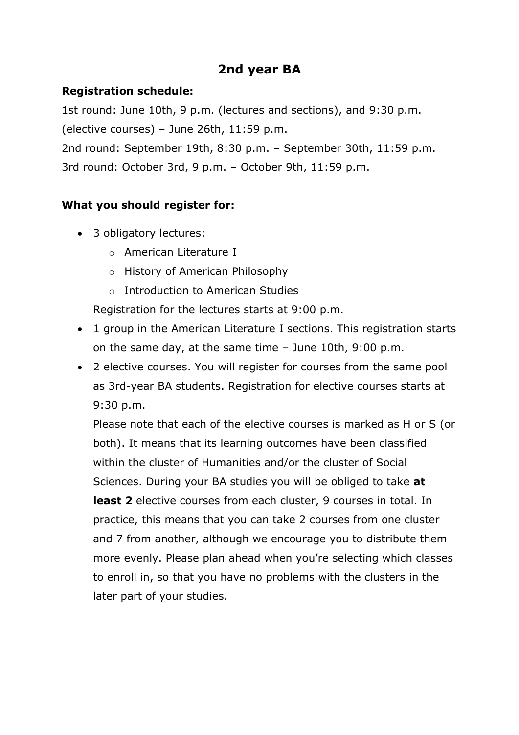# 2nd year BA

**Registration schedule:**

1st round: June 10th, 9 p.m. (lectures and sections), and 9:30 p.m. (elective courses) – June 26th, 11:59 p.m.
2nd round: September 19th, 8:30 p.m. – September 30th, 11:59 p.m.
3rd round: October 3rd, 9 p.m. – October 9th, 11:59 p.m.

**What you should register for:**

- 3 obligatory lectures:
  - American Literature I
  - History of American Philosophy
  - Introduction to American Studies

  Registration for the lectures starts at 9:00 p.m.
- 1 group in the American Literature I sections. This registration starts on the same day, at the same time – June 10th, 9:00 p.m.
- 2 elective courses. You will register for courses from the same pool as 3rd-year BA students. Registration for elective courses starts at 9:30 p.m.

  Please note that each of the elective courses is marked as H or S (or both). It means that its learning outcomes have been classified within the cluster of Humanities and/or the cluster of Social Sciences. During your BA studies you will be obliged to take **at least 2** elective courses from each cluster, 9 courses in total. In practice, this means that you can take 2 courses from one cluster and 7 from another, although we encourage you to distribute them more evenly. Please plan ahead when you're selecting which classes to enroll in, so that you have no problems with the clusters in the later part of your studies.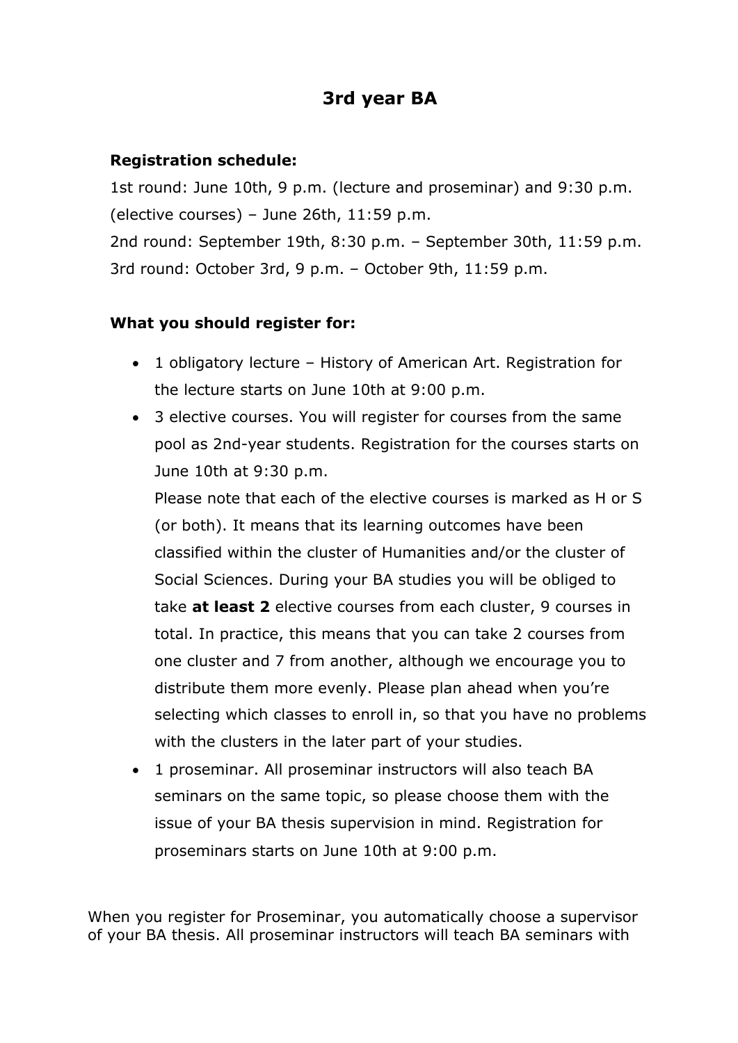# 3rd year BA

**Registration schedule:**

1st round: June 10th, 9 p.m. (lecture and proseminar) and 9:30 p.m. (elective courses) – June 26th, 11:59 p.m.
2nd round: September 19th, 8:30 p.m. – September 30th, 11:59 p.m.
3rd round: October 3rd, 9 p.m. – October 9th, 11:59 p.m.

**What you should register for:**

- 1 obligatory lecture – History of American Art. Registration for the lecture starts on June 10th at 9:00 p.m.
- 3 elective courses. You will register for courses from the same pool as 2nd-year students. Registration for the courses starts on June 10th at 9:30 p.m.
  Please note that each of the elective courses is marked as H or S (or both). It means that its learning outcomes have been classified within the cluster of Humanities and/or the cluster of Social Sciences. During your BA studies you will be obliged to take **at least 2** elective courses from each cluster, 9 courses in total. In practice, this means that you can take 2 courses from one cluster and 7 from another, although we encourage you to distribute them more evenly. Please plan ahead when you're selecting which classes to enroll in, so that you have no problems with the clusters in the later part of your studies.
- 1 proseminar. All proseminar instructors will also teach BA seminars on the same topic, so please choose them with the issue of your BA thesis supervision in mind. Registration for proseminars starts on June 10th at 9:00 p.m.

When you register for Proseminar, you automatically choose a supervisor of your BA thesis. All proseminar instructors will teach BA seminars with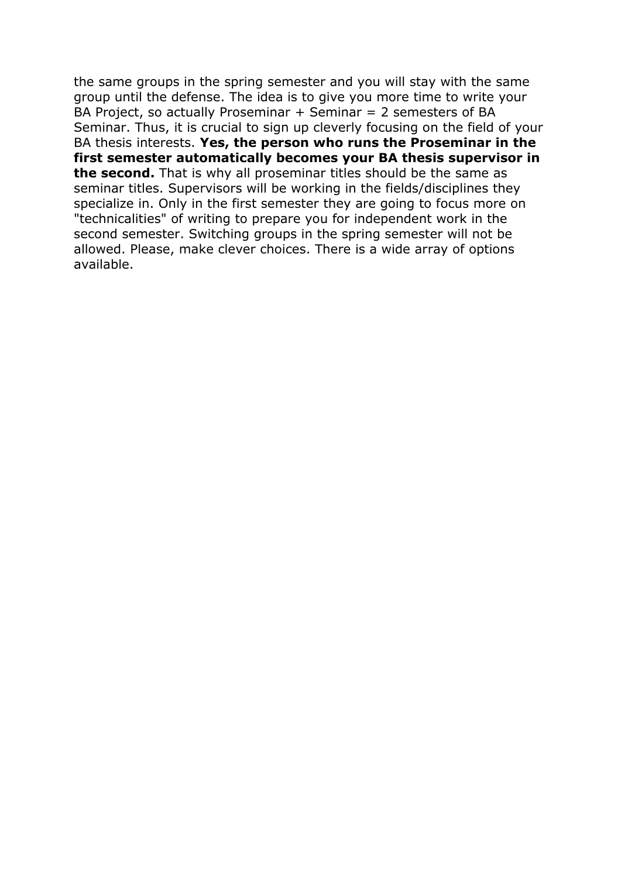the same groups in the spring semester and you will stay with the same group until the defense. The idea is to give you more time to write your BA Project, so actually Proseminar + Seminar = 2 semesters of BA Seminar. Thus, it is crucial to sign up cleverly focusing on the field of your BA thesis interests. **Yes, the person who runs the Proseminar in the first semester automatically becomes your BA thesis supervisor in the second.** That is why all proseminar titles should be the same as seminar titles. Supervisors will be working in the fields/disciplines they specialize in. Only in the first semester they are going to focus more on "technicalities" of writing to prepare you for independent work in the second semester. Switching groups in the spring semester will not be allowed. Please, make clever choices. There is a wide array of options available.